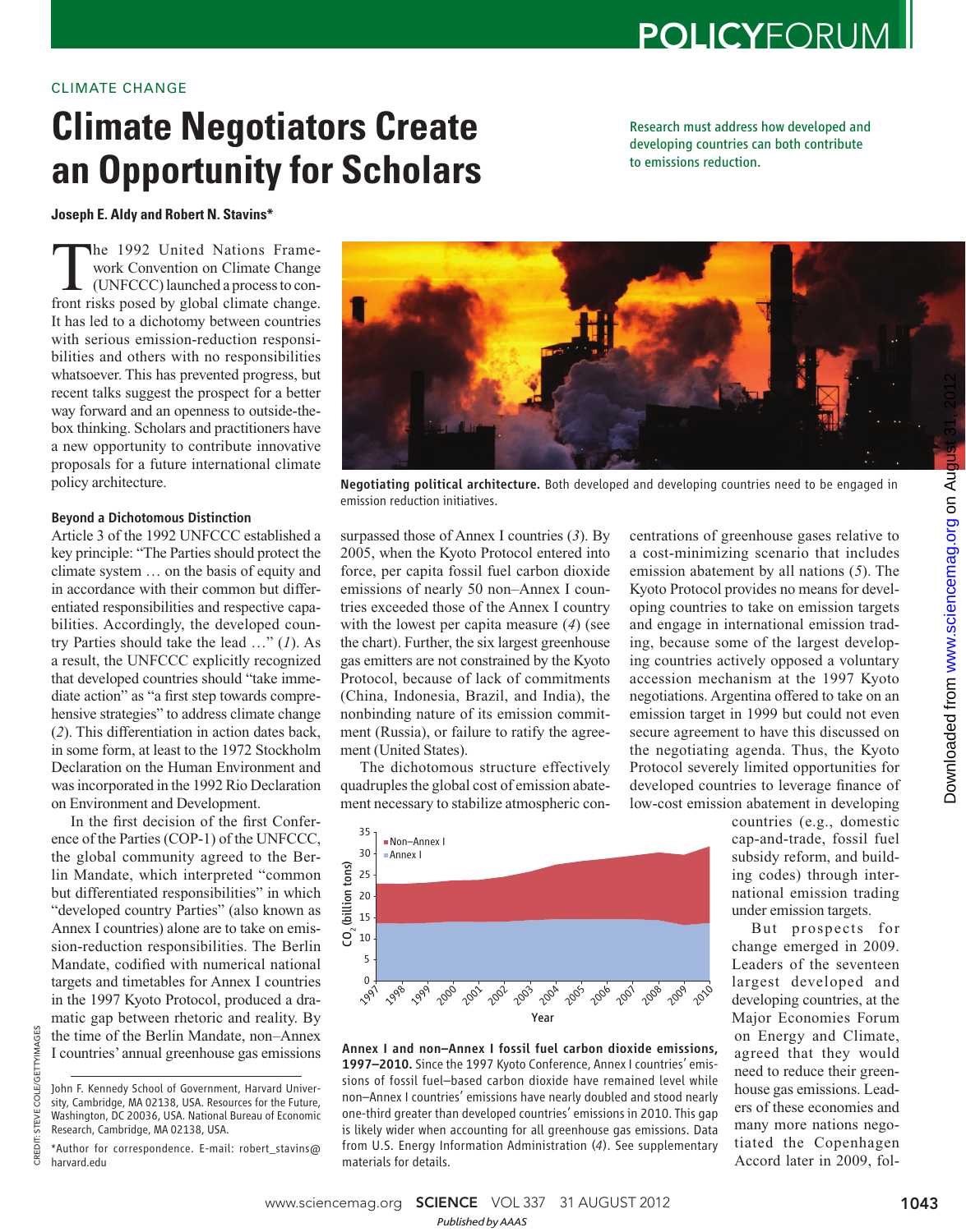CLIMATE CHANGE

# Climate Negotiators Create an Opportunity for Scholars

Research must address how developed and developing countries can both contribute to emissions reduction.

**Joseph E. Aldy and Robert N. Stavins***

The 1992 United Nations Framework Convention on Climate Change (UNFCCC) launched a process to confront risks posed by global climate change. It has led to a dichotomy between countries with serious emission-reduction responsibilities and others with no responsibilities whatsoever. This has prevented progress, but recent talks suggest the prospect for a better way forward and an openness to outside-the-box thinking. Scholars and practitioners have a new opportunity to contribute innovative proposals for a future international climate policy architecture.

### Beyond a Dichotomous Distinction

Article 3 of the 1992 UNFCCC established a key principle: "The Parties should protect the climate system … on the basis of equity and in accordance with their common but differentiated responsibilities and respective capabilities. Accordingly, the developed country Parties should take the lead …" (*1*). As a result, the UNFCCC explicitly recognized that developed countries should "take immediate action" as "a first step towards comprehensive strategies" to address climate change (*2*). This differentiation in action dates back, in some form, at least to the 1972 Stockholm Declaration on the Human Environment and was incorporated in the 1992 Rio Declaration on Environment and Development.

In the first decision of the first Conference of the Parties (COP-1) of the UNFCCC, the global community agreed to the Berlin Mandate, which interpreted "common but differentiated responsibilities" in which "developed country Parties" (also known as Annex I countries) alone are to take on emission-reduction responsibilities. The Berlin Mandate, codified with numerical national targets and timetables for Annex I countries in the 1997 Kyoto Protocol, produced a dramatic gap between rhetoric and reality. By the time of the Berlin Mandate, non–Annex I countries' annual greenhouse gas emissions surpassed those of Annex I countries (*3*). By 2005, when the Kyoto Protocol entered into force, per capita fossil fuel carbon dioxide emissions of nearly 50 non–Annex I countries exceeded those of the Annex I country with the lowest per capita measure (*4*) (see the chart). Further, the six largest greenhouse gas emitters are not constrained by the Kyoto Protocol, because of lack of commitments (China, Indonesia, Brazil, and India), the nonbinding nature of its emission commitment (Russia), or failure to ratify the agreement (United States).

The dichotomous structure effectively quadruples the global cost of emission abatement necessary to stabilize atmospheric concentrations of greenhouse gases relative to a cost-minimizing scenario that includes emission abatement by all nations (*5*). The Kyoto Protocol provides no means for developing countries to take on emission targets and engage in international emission trading, because some of the largest developing countries actively opposed a voluntary accession mechanism at the 1997 Kyoto negotiations. Argentina offered to take on an emission target in 1999 but could not even secure agreement to have this discussed on the negotiating agenda. Thus, the Kyoto Protocol severely limited opportunities for developed countries to leverage finance of low-cost emission abatement in developing countries (e.g., domestic cap-and-trade, fossil fuel subsidy reform, and building codes) through international emission trading under emission targets.

But prospects for change emerged in 2009. Leaders of the seventeen largest developed and developing countries, at the Major Economies Forum on Energy and Climate, agreed that they would need to reduce their greenhouse gas emissions. Leaders of these economies and many more nations negotiated the Copenhagen Accord later in 2009, fol-

**Negotiating political architecture.** Both developed and developing countries need to be engaged in emission reduction initiatives.

**Annex I and non–Annex I fossil fuel carbon dioxide emissions, 1997–2010.** Since the 1997 Kyoto Conference, Annex I countries' emissions of fossil fuel–based carbon dioxide have remained level while non–Annex I countries' emissions have nearly doubled and stood nearly one-third greater than developed countries' emissions in 2010. This gap is likely wider when accounting for all greenhouse gas emissions. Data from U.S. Energy Information Administration (*4*). See supplementary materials for details.

John F. Kennedy School of Government, Harvard University, Cambridge, MA 02138, USA. Resources for the Future, Washington, DC 20036, USA. National Bureau of Economic Research, Cambridge, MA 02138, USA.

*Author for correspondence. E-mail: robert_stavins@harvard.edu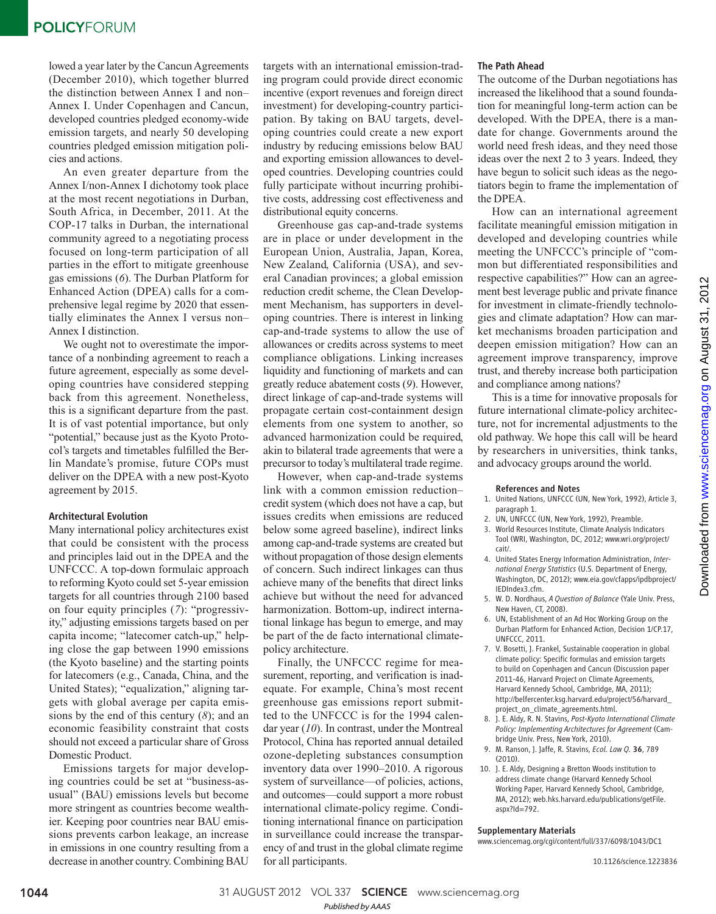lowed a year later by the Cancun Agreements (December 2010), which together blurred the distinction between Annex I and non–Annex I. Under Copenhagen and Cancun, developed countries pledged economy-wide emission targets, and nearly 50 developing countries pledged emission mitigation policies and actions.

An even greater departure from the Annex I/non-Annex I dichotomy took place at the most recent negotiations in Durban, South Africa, in December, 2011. At the COP-17 talks in Durban, the international community agreed to a negotiating process focused on long-term participation of all parties in the effort to mitigate greenhouse gas emissions (*6*). The Durban Platform for Enhanced Action (DPEA) calls for a comprehensive legal regime by 2020 that essentially eliminates the Annex I versus non–Annex I distinction.

We ought not to overestimate the importance of a nonbinding agreement to reach a future agreement, especially as some developing countries have considered stepping back from this agreement. Nonetheless, this is a significant departure from the past. It is of vast potential importance, but only "potential," because just as the Kyoto Protocol's targets and timetables fulfilled the Berlin Mandate's promise, future COPs must deliver on the DPEA with a new post-Kyoto agreement by 2015.

### Architectural Evolution

Many international policy architectures exist that could be consistent with the process and principles laid out in the DPEA and the UNFCCC. A top-down formulaic approach to reforming Kyoto could set 5-year emission targets for all countries through 2100 based on four equity principles (*7*): "progressivity," adjusting emissions targets based on per capita income; "latecomer catch-up," helping close the gap between 1990 emissions (the Kyoto baseline) and the starting points for latecomers (e.g., Canada, China, and the United States); "equalization," aligning targets with global average per capita emissions by the end of this century (*8*); and an economic feasibility constraint that costs should not exceed a particular share of Gross Domestic Product.

Emissions targets for major developing countries could be set at "business-as-usual" (BAU) emissions levels but become more stringent as countries become wealthier. Keeping poor countries near BAU emissions prevents carbon leakage, an increase in emissions in one country resulting from a decrease in another country. Combining BAU targets with an international emission-trading program could provide direct economic incentive (export revenues and foreign direct investment) for developing-country participation. By taking on BAU targets, developing countries could create a new export industry by reducing emissions below BAU and exporting emission allowances to developed countries. Developing countries could fully participate without incurring prohibitive costs, addressing cost effectiveness and distributional equity concerns.

Greenhouse gas cap-and-trade systems are in place or under development in the European Union, Australia, Japan, Korea, New Zealand, California (USA), and several Canadian provinces; a global emission reduction credit scheme, the Clean Development Mechanism, has supporters in developing countries. There is interest in linking cap-and-trade systems to allow the use of allowances or credits across systems to meet compliance obligations. Linking increases liquidity and functioning of markets and can greatly reduce abatement costs (*9*). However, direct linkage of cap-and-trade systems will propagate certain cost-containment design elements from one system to another, so advanced harmonization could be required, akin to bilateral trade agreements that were a precursor to today's multilateral trade regime.

However, when cap-and-trade systems link with a common emission reduction–credit system (which does not have a cap, but issues credits when emissions are reduced below some agreed baseline), indirect links among cap-and-trade systems are created but without propagation of those design elements of concern. Such indirect linkages can thus achieve many of the benefits that direct links achieve but without the need for advanced harmonization. Bottom-up, indirect international linkage has begun to emerge, and may be part of the de facto international climate-policy architecture.

Finally, the UNFCCC regime for measurement, reporting, and verification is inadequate. For example, China's most recent greenhouse gas emissions report submitted to the UNFCCC is for the 1994 calendar year (*10*). In contrast, under the Montreal Protocol, China has reported annual detailed ozone-depleting substances consumption inventory data over 1990–2010. A rigorous system of surveillance—of policies, actions, and outcomes—could support a more robust international climate-policy regime. Conditioning international finance on participation in surveillance could increase the transparency of and trust in the global climate regime for all participants.

### The Path Ahead

The outcome of the Durban negotiations has increased the likelihood that a sound foundation for meaningful long-term action can be developed. With the DPEA, there is a mandate for change. Governments around the world need fresh ideas, and they need those ideas over the next 2 to 3 years. Indeed, they have begun to solicit such ideas as the negotiators begin to frame the implementation of the DPEA.

How can an international agreement facilitate meaningful emission mitigation in developed and developing countries while meeting the UNFCCC's principle of "common but differentiated responsibilities and respective capabilities?" How can an agreement best leverage public and private finance for investment in climate-friendly technologies and climate adaptation? How can market mechanisms broaden participation and deepen emission mitigation? How can an agreement improve transparency, improve trust, and thereby increase both participation and compliance among nations?

This is a time for innovative proposals for future international climate-policy architecture, not for incremental adjustments to the old pathway. We hope this call will be heard by researchers in universities, think tanks, and advocacy groups around the world.

#### References and Notes

1. United Nations, UNFCCC (UN, New York, 1992), Article 3, paragraph 1.
2. UN, UNFCCC (UN, New York, 1992), Preamble.
3. World Resources Institute, Climate Analysis Indicators Tool (WRI, Washington, DC, 2012; www.wri.org/project/cait/.
4. United States Energy Information Administration, *International Energy Statistics* (U.S. Department of Energy, Washington, DC, 2012); www.eia.gov/cfapps/ipdbproject/IEDIndex3.cfm.
5. W. D. Nordhaus, *A Question of Balance* (Yale Univ. Press, New Haven, CT, 2008).
6. UN, Establishment of an Ad Hoc Working Group on the Durban Platform for Enhanced Action, Decision 1/CP.17, UNFCCC, 2011.
7. V. Bosetti, J. Frankel, Sustainable cooperation in global climate policy: Specific formulas and emission targets to build on Copenhagen and Cancun (Discussion paper 2011-46, Harvard Project on Climate Agreements, Harvard Kennedy School, Cambridge, MA, 2011); http://belfercenter.ksg.harvard.edu/project/56/harvard_project_on_climate_agreements.html.
8. J. E. Aldy, R. N. Stavins, *Post-Kyoto International Climate Policy: Implementing Architectures for Agreement* (Cambridge Univ. Press, New York, 2010).
9. M. Ranson, J. Jaffe, R. Stavins, *Ecol. Law Q.* **36**, 789 (2010).
10. J. E. Aldy, Designing a Bretton Woods institution to address climate change (Harvard Kennedy School Working Paper, Harvard Kennedy School, Cambridge, MA, 2012); web.hks.harvard.edu/publications/getFile.aspx?Id=792.

#### Supplementary Materials

www.sciencemag.org/cgi/content/full/337/6098/1043/DC1

10.1126/science.1223836